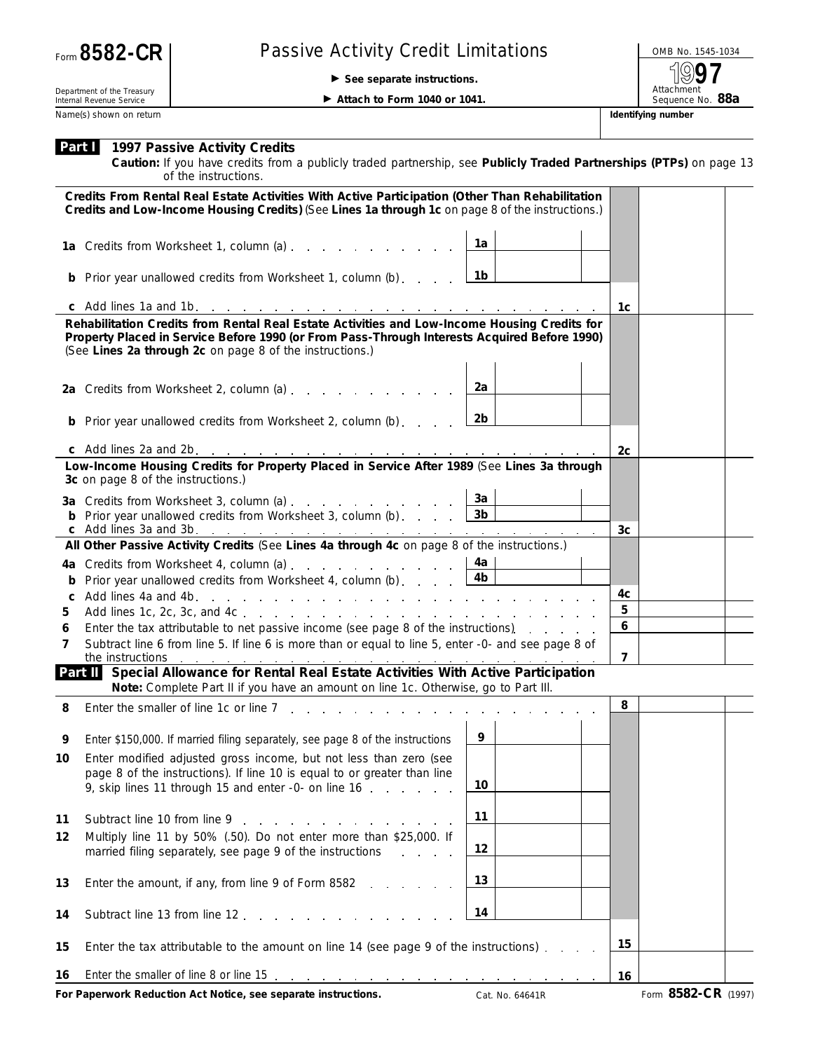Form **8582-CR**

Department of the Treasury
Internal Revenue Service

# Passive Activity Credit Limitations

► See separate instructions.

► Attach to Form 1040 or 1041.

OMB No. 1545-1034

**1997**

Attachment Sequence No. **88a**

Name(s) shown on return | **Identifying number**

## Part I 1997 Passive Activity Credits

**Caution:** If you have credits from a publicly traded partnership, see **Publicly Traded Partnerships (PTPs)** on page 13 of the instructions.

**Credits From Rental Real Estate Activities With Active Participation (Other Than Rehabilitation Credits and Low-Income Housing Credits)** (See **Lines 1a through 1c** on page 8 of the instructions.)

| Line | Description | Sub-line | Amount | Line | Amount |
|---|---|---|---|---|---|
| 1a | Credits from Worksheet 1, column (a) | 1a | | | |
| b | Prior year unallowed credits from Worksheet 1, column (b) | 1b | | | |
| c | Add lines 1a and 1b | | | 1c | |

**Rehabilitation Credits from Rental Real Estate Activities and Low-Income Housing Credits for Property Placed in Service Before 1990 (or From Pass-Through Interests Acquired Before 1990)** (See **Lines 2a through 2c** on page 8 of the instructions.)

| Line | Description | Sub-line | Amount | Line | Amount |
|---|---|---|---|---|---|
| 2a | Credits from Worksheet 2, column (a) | 2a | | | |
| b | Prior year unallowed credits from Worksheet 2, column (b) | 2b | | | |
| c | Add lines 2a and 2b | | | 2c | |

**Low-Income Housing Credits for Property Placed in Service After 1989** (See **Lines 3a through 3c** on page 8 of the instructions.)

| Line | Description | Sub-line | Amount | Line | Amount |
|---|---|---|---|---|---|
| 3a | Credits from Worksheet 3, column (a) | 3a | | | |
| b | Prior year unallowed credits from Worksheet 3, column (b) | 3b | | | |
| c | Add lines 3a and 3b | | | 3c | |

**All Other Passive Activity Credits** (See **Lines 4a through 4c** on page 8 of the instructions.)

| Line | Description | Sub-line | Amount | Line | Amount |
|---|---|---|---|---|---|
| 4a | Credits from Worksheet 4, column (a) | 4a | | | |
| b | Prior year unallowed credits from Worksheet 4, column (b) | 4b | | | |
| c | Add lines 4a and 4b | | | 4c | |
| 5 | Add lines 1c, 2c, 3c, and 4c | | | 5 | |
| 6 | Enter the tax attributable to net passive income (see page 8 of the instructions) | | | 6 | |
| 7 | Subtract line 6 from line 5. If line 6 is more than or equal to line 5, enter -0- and see page 8 of the instructions | | | 7 | |

## Part II Special Allowance for Rental Real Estate Activities With Active Participation

**Note:** Complete Part II if you have an amount on line 1c. Otherwise, go to Part III.

| Line | Description | Sub-line | Amount | Line | Amount |
|---|---|---|---|---|---|
| 8 | Enter the smaller of line 1c or line 7 | | | 8 | |
| 9 | Enter $150,000. If married filing separately, see page 8 of the instructions | 9 | | | |
| 10 | Enter modified adjusted gross income, but not less than zero (see page 8 of the instructions). If line 10 is equal to or greater than line 9, skip lines 11 through 15 and enter -0- on line 16 | 10 | | | |
| 11 | Subtract line 10 from line 9 | 11 | | | |
| 12 | Multiply line 11 by 50% (.50). Do not enter more than $25,000. If married filing separately, see page 9 of the instructions | 12 | | | |
| 13 | Enter the amount, if any, from line 9 of Form 8582 | 13 | | | |
| 14 | Subtract line 13 from line 12 | 14 | | | |
| 15 | Enter the tax attributable to the amount on line 14 (see page 9 of the instructions) | | | 15 | |
| 16 | Enter the smaller of line 8 or line 15 | | | 16 | |

**For Paperwork Reduction Act Notice, see separate instructions.** Cat. No. 64641R Form **8582-CR** (1997)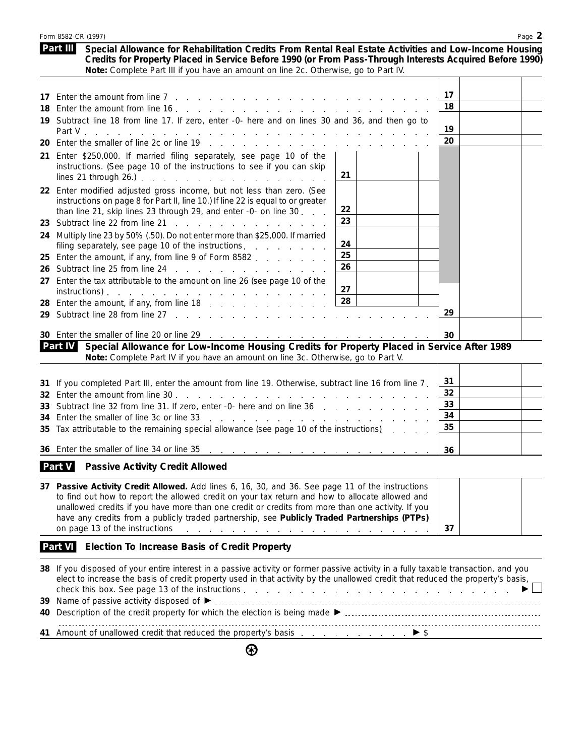Form 8582-CR (1997)

**Part III** **Special Allowance for Rehabilitation Credits From Rental Real Estate Activities and Low-Income Housing Credits for Property Placed in Service Before 1990 (or From Pass-Through Interests Acquired Before 1990)**
**Note:** Complete Part III if you have an amount on line 2c. Otherwise, go to Part IV.

| | | | | |
|---|---|---|---|---|
| **17** Enter the amount from line 7 | | | 17 | |
| **18** Enter the amount from line 16 | | | 18 | |
| **19** Subtract line 18 from line 17. If zero, enter -0- here and on lines 30 and 36, and then go to Part V | | | 19 | |
| **20** Enter the smaller of line 2c or line 19 | | | 20 | |
| **21** Enter $250,000. If married filing separately, see page 10 of the instructions. (See page 10 of the instructions to see if you can skip lines 21 through 26.) | 21 | | | |
| **22** Enter modified adjusted gross income, but not less than zero. (See instructions on page 8 for Part II, line 10.) If line 22 is equal to or greater than line 21, skip lines 23 through 29, and enter -0- on line 30 | 22 | | | |
| **23** Subtract line 22 from line 21 | 23 | | | |
| **24** Multiply line 23 by 50% (.50). Do not enter more than $25,000. If married filing separately, see page 10 of the instructions | 24 | | | |
| **25** Enter the amount, if any, from line 9 of Form 8582 | 25 | | | |
| **26** Subtract line 25 from line 24 | 26 | | | |
| **27** Enter the tax attributable to the amount on line 26 (see page 10 of the instructions) | 27 | | | |
| **28** Enter the amount, if any, from line 18 | 28 | | | |
| **29** Subtract line 28 from line 27 | | | 29 | |
| **30** Enter the smaller of line 20 or line 29 | | | 30 | |

**Part IV** **Special Allowance for Low-Income Housing Credits for Property Placed in Service After 1989**
**Note:** Complete Part IV if you have an amount on line 3c. Otherwise, go to Part V.

| | | |
|---|---|---|
| **31** If you completed Part III, enter the amount from line 19. Otherwise, subtract line 16 from line 7 | 31 | |
| **32** Enter the amount from line 30 | 32 | |
| **33** Subtract line 32 from line 31. If zero, enter -0- here and on line 36 | 33 | |
| **34** Enter the smaller of line 3c or line 33 | 34 | |
| **35** Tax attributable to the remaining special allowance (see page 10 of the instructions) | 35 | |
| **36** Enter the smaller of line 34 or line 35 | 36 | |

**Part V** **Passive Activity Credit Allowed**

| | | |
|---|---|---|
| **37** **Passive Activity Credit Allowed.** Add lines 6, 16, 30, and 36. See page 11 of the instructions to find out how to report the allowed credit on your tax return and how to allocate allowed and unallowed credits if you have more than one credit or credits from more than one activity. If you have any credits from a publicly traded partnership, see **Publicly Traded Partnerships (PTPs)** on page 13 of the instructions | 37 | |

**Part VI** **Election To Increase Basis of Credit Property**

**38** If you disposed of your entire interest in a passive activity or former passive activity in a fully taxable transaction, and you elect to increase the basis of credit property used in that activity by the unallowed credit that reduced the property's basis, check this box. See page 13 of the instructions ► ☐

**39** Name of passive activity disposed of ►

**40** Description of the credit property for which the election is being made ►

**41** Amount of unallowed credit that reduced the property's basis ► $